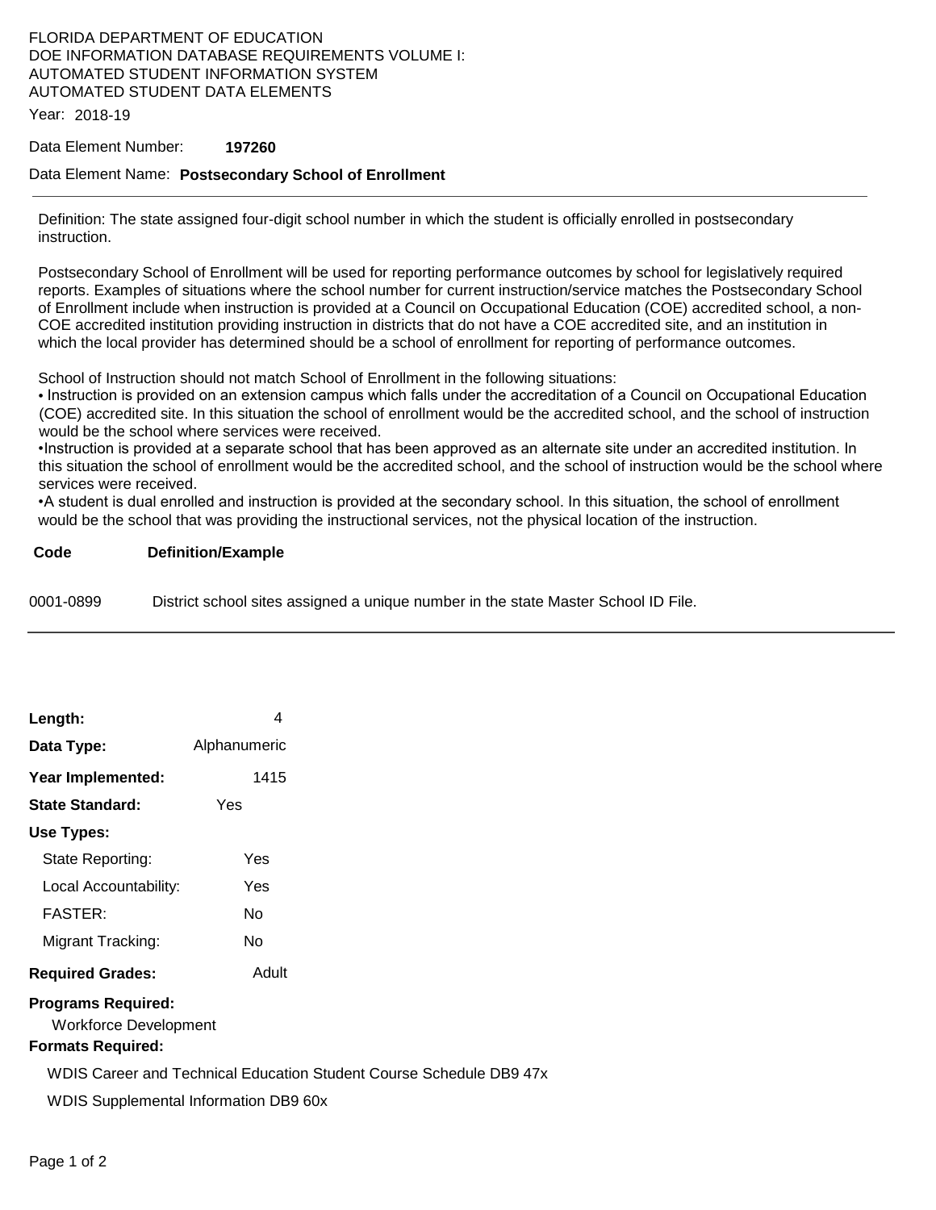FLORIDA DEPARTMENT OF EDUCATION
DOE INFORMATION DATABASE REQUIREMENTS VOLUME I:
AUTOMATED STUDENT INFORMATION SYSTEM
AUTOMATED STUDENT DATA ELEMENTS

Year: 2018-19

Data Element Number: **197260**

Data Element Name: **Postsecondary School of Enrollment**

---

Definition: The state assigned four-digit school number in which the student is officially enrolled in postsecondary instruction.

Postsecondary School of Enrollment will be used for reporting performance outcomes by school for legislatively required reports. Examples of situations where the school number for current instruction/service matches the Postsecondary School of Enrollment include when instruction is provided at a Council on Occupational Education (COE) accredited school, a non-COE accredited institution providing instruction in districts that do not have a COE accredited site, and an institution in which the local provider has determined should be a school of enrollment for reporting of performance outcomes.

School of Instruction should not match School of Enrollment in the following situations:

- Instruction is provided on an extension campus which falls under the accreditation of a Council on Occupational Education (COE) accredited site. In this situation the school of enrollment would be the accredited school, and the school of instruction would be the school where services were received.
- Instruction is provided at a separate school that has been approved as an alternate site under an accredited institution. In this situation the school of enrollment would be the accredited school, and the school of instruction would be the school where services were received.
- A student is dual enrolled and instruction is provided at the secondary school. In this situation, the school of enrollment would be the school that was providing the instructional services, not the physical location of the instruction.

| Code | Definition/Example |
| --- | --- |
| 0001-0899 | District school sites assigned a unique number in the state Master School ID File. |

---

**Length:** 4

**Data Type:** Alphanumeric

**Year Implemented:** 1415

**State Standard:** Yes

**Use Types:**

- State Reporting: Yes
- Local Accountability: Yes
- FASTER: No
- Migrant Tracking: No

**Required Grades:** Adult

**Programs Required:**

Workforce Development

**Formats Required:**

WDIS Career and Technical Education Student Course Schedule DB9 47x

WDIS Supplemental Information DB9 60x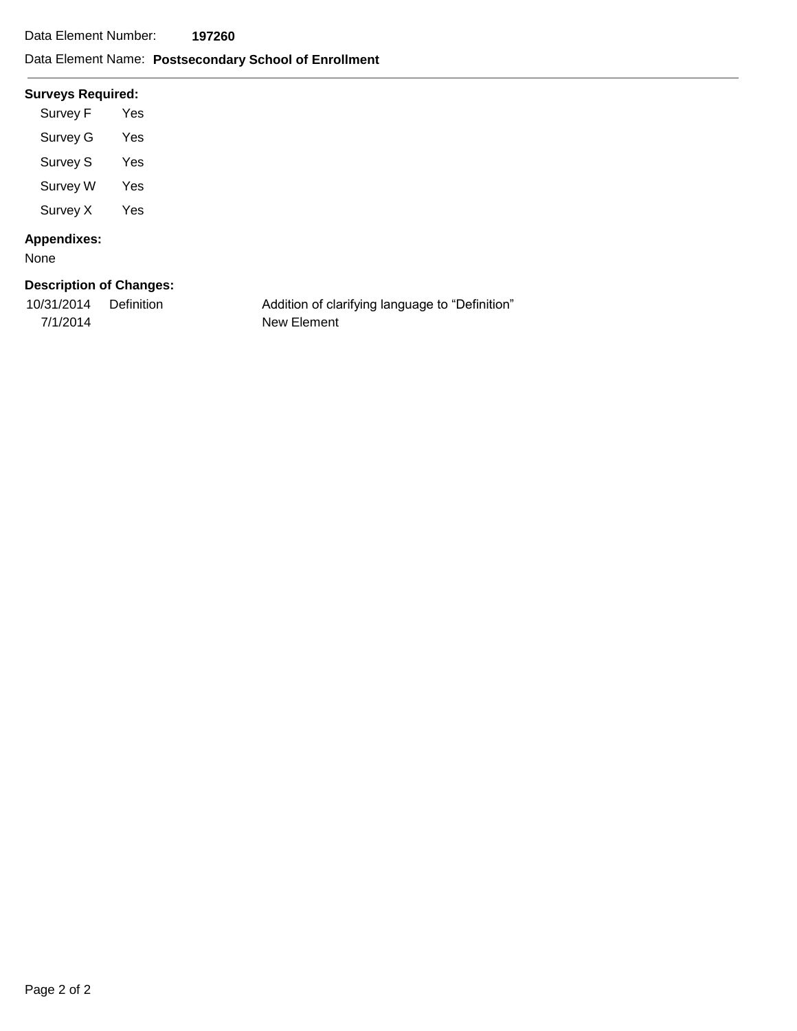Data Element Number: **197260**

Data Element Name: **Postsecondary School of Enrollment**

---

### Surveys Required:

| | |
|---|---|
| Survey F | Yes |
| Survey G | Yes |
| Survey S | Yes |
| Survey W | Yes |
| Survey X | Yes |

### Appendixes:

None

### Description of Changes:

| | | |
|---|---|---|
| 10/31/2014 | Definition | Addition of clarifying language to “Definition” |
| 7/1/2014 | | New Element |